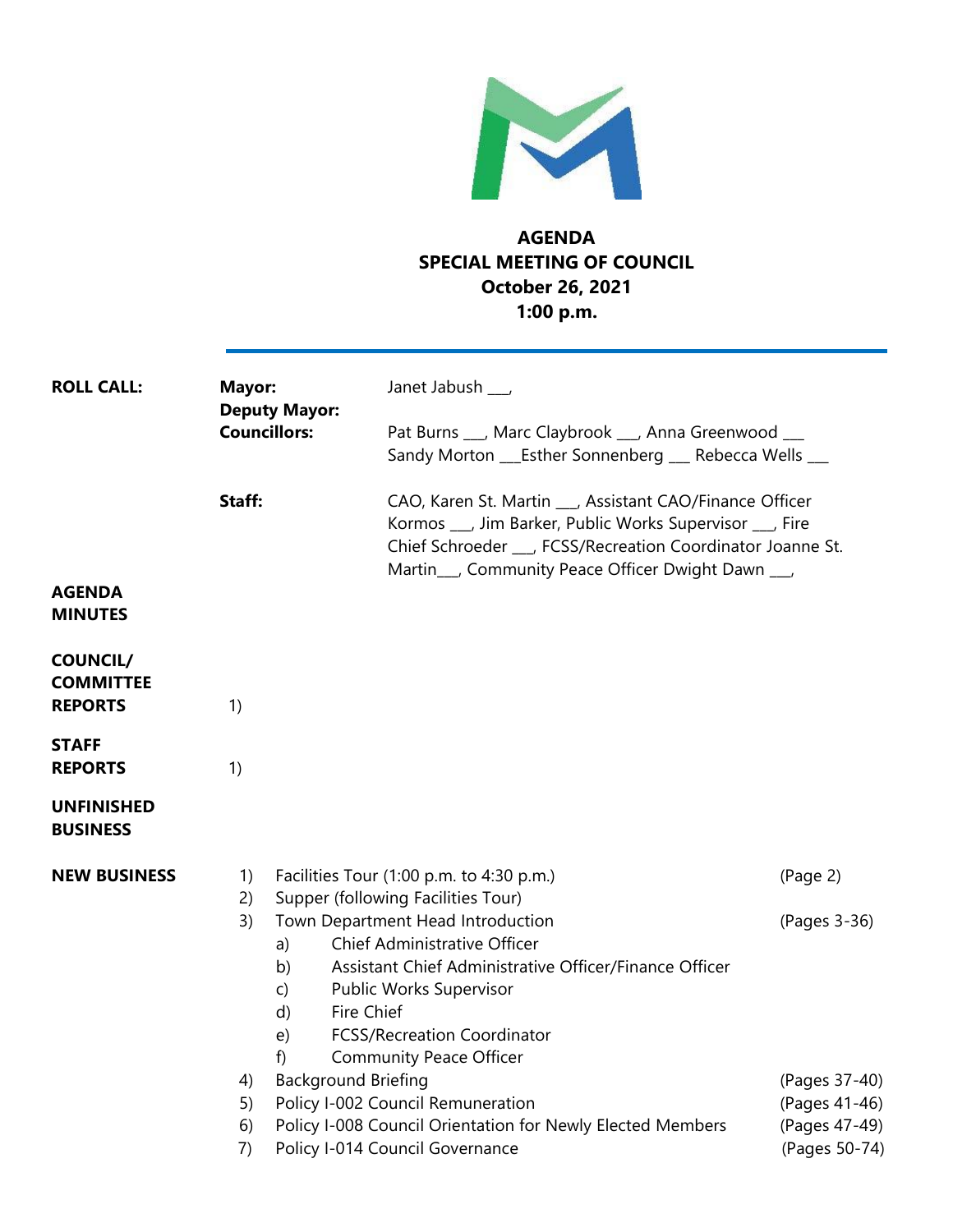# AGENDA
## SPECIAL MEETING OF COUNCIL
**October 26, 2021**
**1:00 p.m.**

---

**ROLL CALL:**

**Mayor:** Janet Jabush ___,
**Deputy Mayor:**
**Councillors:** Pat Burns ___, Marc Claybrook ___, Anna Greenwood ___ Sandy Morton ___Esther Sonnenberg ___ Rebecca Wells ___

**Staff:** CAO, Karen St. Martin ___, Assistant CAO/Finance Officer Kormos ___, Jim Barker, Public Works Supervisor ___, Fire Chief Schroeder ___, FCSS/Recreation Coordinator Joanne St. Martin___, Community Peace Officer Dwight Dawn ___,

**AGENDA**

**MINUTES**

**COUNCIL/ COMMITTEE REPORTS**

1)

**STAFF REPORTS**

1)

**UNFINISHED BUSINESS**

**NEW BUSINESS**

1) Facilities Tour (1:00 p.m. to 4:30 p.m.) (Page 2)
2) Supper (following Facilities Tour)
3) Town Department Head Introduction (Pages 3-36)
   a) Chief Administrative Officer
   b) Assistant Chief Administrative Officer/Finance Officer
   c) Public Works Supervisor
   d) Fire Chief
   e) FCSS/Recreation Coordinator
   f) Community Peace Officer
4) Background Briefing (Pages 37-40)
5) Policy I-002 Council Remuneration (Pages 41-46)
6) Policy I-008 Council Orientation for Newly Elected Members (Pages 47-49)
7) Policy I-014 Council Governance (Pages 50-74)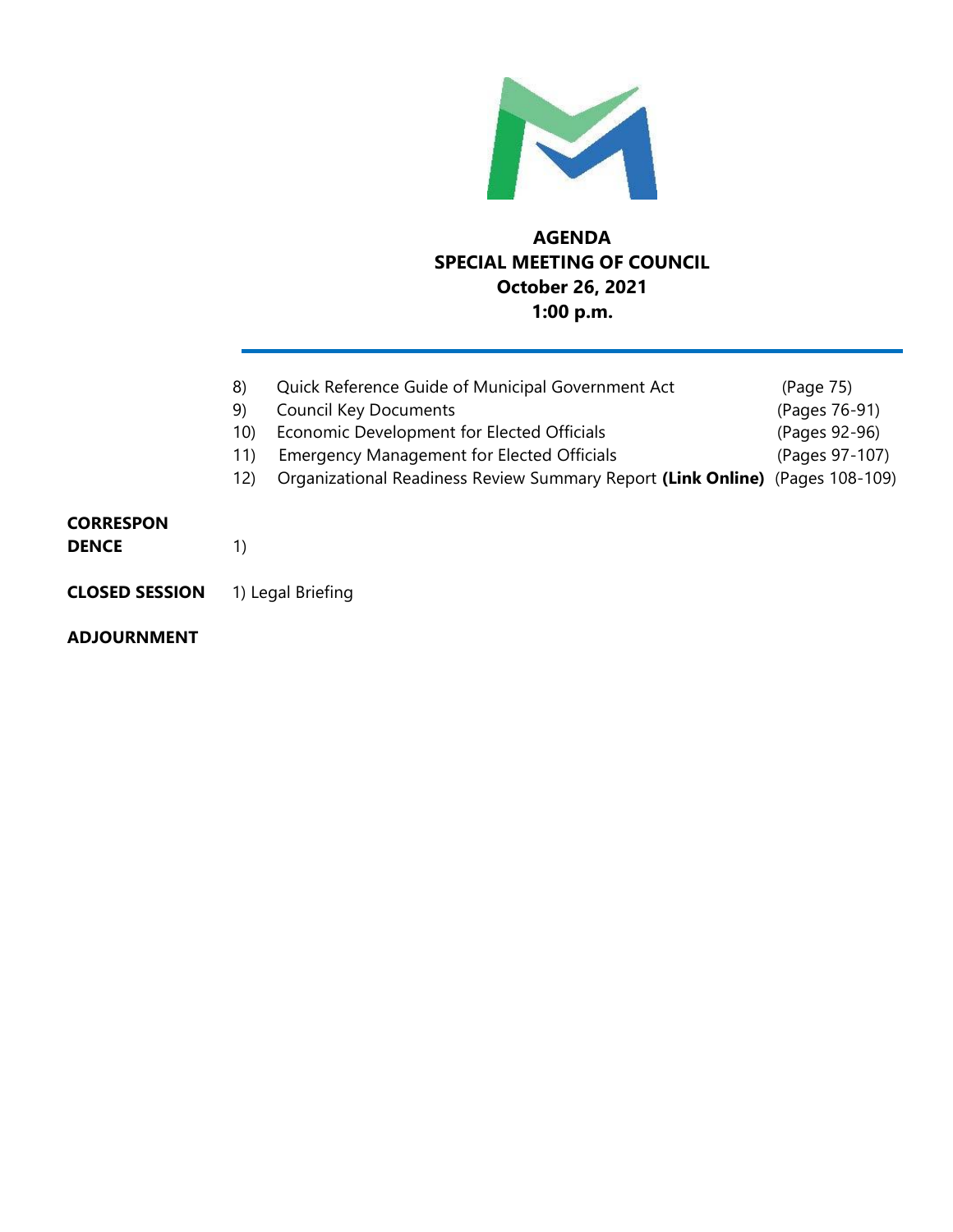# AGENDA
## SPECIAL MEETING OF COUNCIL
## October 26, 2021
## 1:00 p.m.

| | | | |
|---|---|---|---|
| | 8) | Quick Reference Guide of Municipal Government Act | (Page 75) |
| | 9) | Council Key Documents | (Pages 76-91) |
| | 10) | Economic Development for Elected Officials | (Pages 92-96) |
| | 11) | Emergency Management for Elected Officials | (Pages 97-107) |
| | 12) | Organizational Readiness Review Summary Report **(Link Online)** | (Pages 108-109) |
| **CORRESPONDENCE** | 1) | | |
| **CLOSED SESSION** | 1) Legal Briefing | | |
| **ADJOURNMENT** | | | |